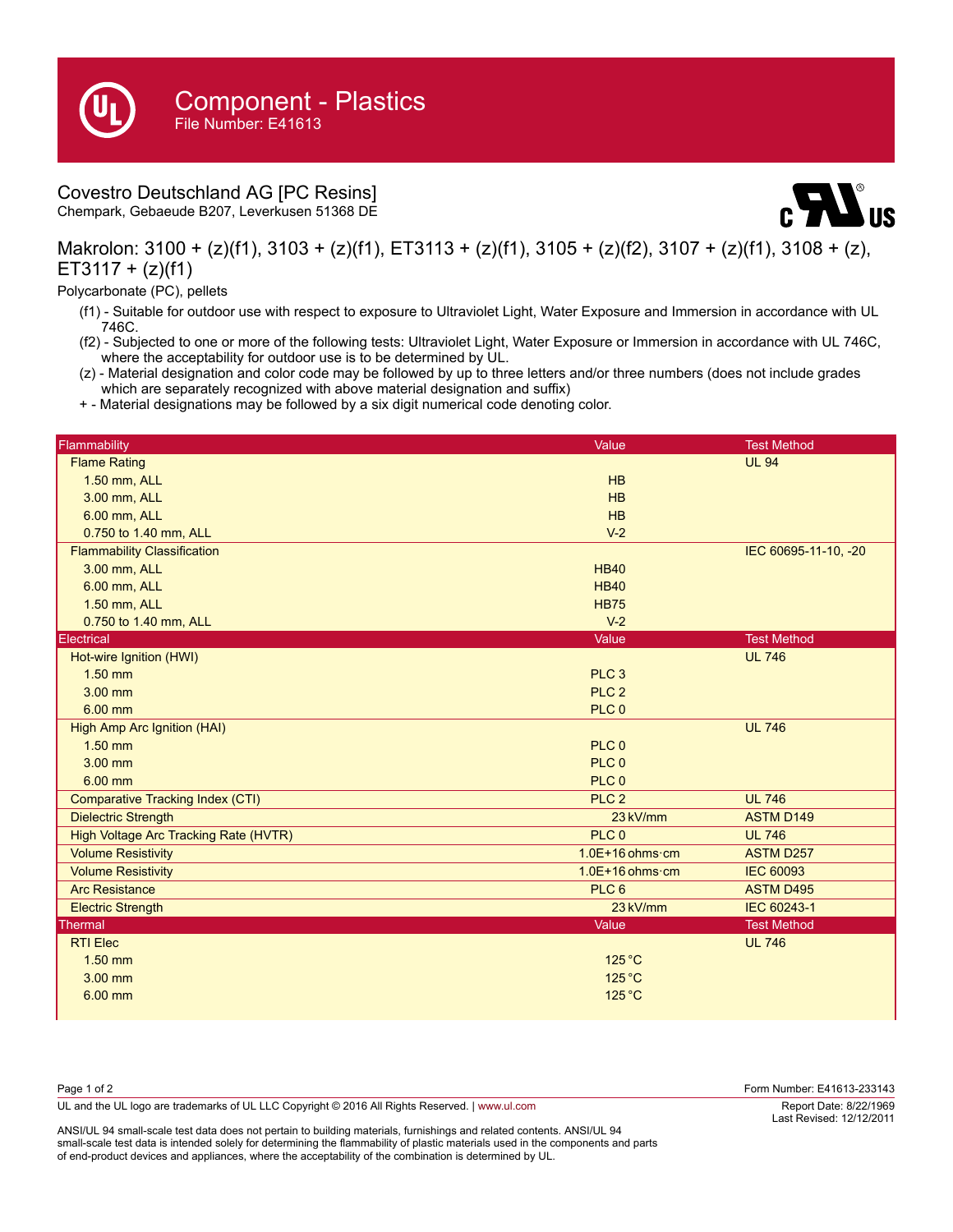# Component - Plastics

File Number: E41613

## Covestro Deutschland AG [PC Resins]

Chempark, Gebaeude B207, Leverkusen 51368 DE

### Makrolon: 3100 + (z)(f1), 3103 + (z)(f1), ET3113 + (z)(f1), 3105 + (z)(f2), 3107 + (z)(f1), 3108 + (z), ET3117 + (z)(f1)

Polycarbonate (PC), pellets

- (f1) - Suitable for outdoor use with respect to exposure to Ultraviolet Light, Water Exposure and Immersion in accordance with UL 746C.
- (f2) - Subjected to one or more of the following tests: Ultraviolet Light, Water Exposure or Immersion in accordance with UL 746C, where the acceptability for outdoor use is to be determined by UL.
- (z) - Material designation and color code may be followed by up to three letters and/or three numbers (does not include grades which are separately recognized with above material designation and suffix)
- + - Material designations may be followed by a six digit numerical code denoting color.

| Flammability | Value | Test Method |
|---|---|---|
| Flame Rating | | UL 94 |
| 1.50 mm, ALL | HB | |
| 3.00 mm, ALL | HB | |
| 6.00 mm, ALL | HB | |
| 0.750 to 1.40 mm, ALL | V-2 | |
| Flammability Classification | | IEC 60695-11-10, -20 |
| 3.00 mm, ALL | HB40 | |
| 6.00 mm, ALL | HB40 | |
| 1.50 mm, ALL | HB75 | |
| 0.750 to 1.40 mm, ALL | V-2 | |
| **Electrical** | **Value** | **Test Method** |
| Hot-wire Ignition (HWI) | | UL 746 |
| 1.50 mm | PLC 3 | |
| 3.00 mm | PLC 2 | |
| 6.00 mm | PLC 0 | |
| High Amp Arc Ignition (HAI) | | UL 746 |
| 1.50 mm | PLC 0 | |
| 3.00 mm | PLC 0 | |
| 6.00 mm | PLC 0 | |
| Comparative Tracking Index (CTI) | PLC 2 | UL 746 |
| Dielectric Strength | 23 kV/mm | ASTM D149 |
| High Voltage Arc Tracking Rate (HVTR) | PLC 0 | UL 746 |
| Volume Resistivity | 1.0E+16 ohms·cm | ASTM D257 |
| Volume Resistivity | 1.0E+16 ohms·cm | IEC 60093 |
| Arc Resistance | PLC 6 | ASTM D495 |
| Electric Strength | 23 kV/mm | IEC 60243-1 |
| **Thermal** | **Value** | **Test Method** |
| RTI Elec | | UL 746 |
| 1.50 mm | 125 °C | |
| 3.00 mm | 125 °C | |
| 6.00 mm | 125 °C | |

Form Number: E41613-233143

UL and the UL logo are trademarks of UL LLC Copyright © 2016 All Rights Reserved. | www.ul.com

Report Date: 8/22/1969
Last Revised: 12/12/2011

ANSI/UL 94 small-scale test data does not pertain to building materials, furnishings and related contents. ANSI/UL 94 small-scale test data is intended solely for determining the flammability of plastic materials used in the components and parts of end-product devices and appliances, where the acceptability of the combination is determined by UL.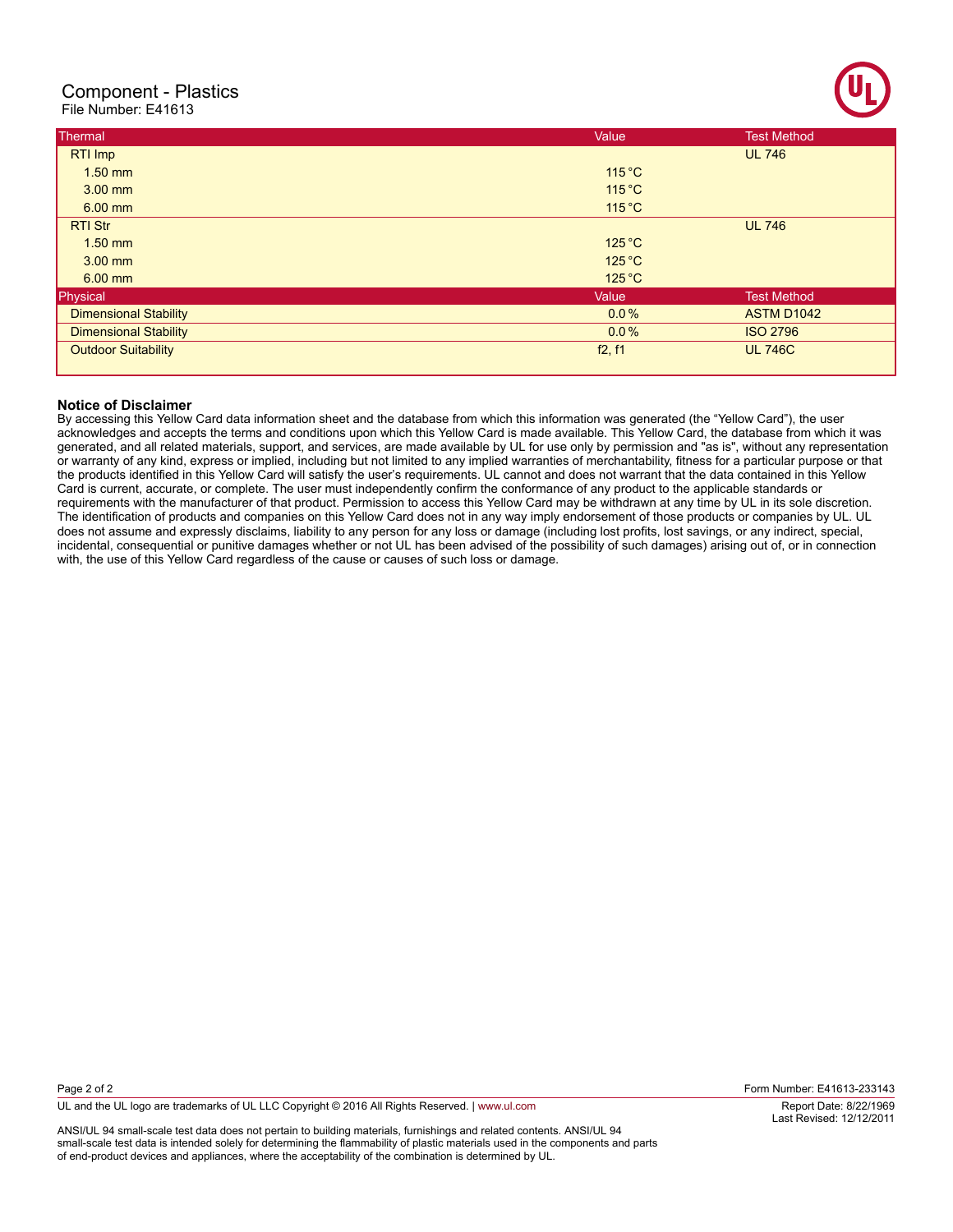## Component - Plastics

File Number: E41613

| Thermal | Value | Test Method |
|---|---|---|
| RTI Imp | | UL 746 |
| 1.50 mm | 115 °C | |
| 3.00 mm | 115 °C | |
| 6.00 mm | 115 °C | |
| RTI Str | | UL 746 |
| 1.50 mm | 125 °C | |
| 3.00 mm | 125 °C | |
| 6.00 mm | 125 °C | |

| Physical | Value | Test Method |
|---|---|---|
| Dimensional Stability | 0.0 % | ASTM D1042 |
| Dimensional Stability | 0.0 % | ISO 2796 |
| Outdoor Suitability | f2, f1 | UL 746C |

**Notice of Disclaimer**

By accessing this Yellow Card data information sheet and the database from which this information was generated (the "Yellow Card"), the user acknowledges and accepts the terms and conditions upon which this Yellow Card is made available. This Yellow Card, the database from which it was generated, and all related materials, support, and services, are made available by UL for use only by permission and "as is", without any representation or warranty of any kind, express or implied, including but not limited to any implied warranties of merchantability, fitness for a particular purpose or that the products identified in this Yellow Card will satisfy the user's requirements. UL cannot and does not warrant that the data contained in this Yellow Card is current, accurate, or complete. The user must independently confirm the conformance of any product to the applicable standards or requirements with the manufacturer of that product. Permission to access this Yellow Card may be withdrawn at any time by UL in its sole discretion. The identification of products and companies on this Yellow Card does not in any way imply endorsement of those products or companies by UL. UL does not assume and expressly disclaims, liability to any person for any loss or damage (including lost profits, lost savings, or any indirect, special, incidental, consequential or punitive damages whether or not UL has been advised of the possibility of such damages) arising out of, or in connection with, the use of this Yellow Card regardless of the cause or causes of such loss or damage.

Form Number: E41613-233143

UL and the UL logo are trademarks of UL LLC Copyright © 2016 All Rights Reserved. | www.ul.com

Report Date: 8/22/1969
Last Revised: 12/12/2011

ANSI/UL 94 small-scale test data does not pertain to building materials, furnishings and related contents. ANSI/UL 94 small-scale test data is intended solely for determining the flammability of plastic materials used in the components and parts of end-product devices and appliances, where the acceptability of the combination is determined by UL.